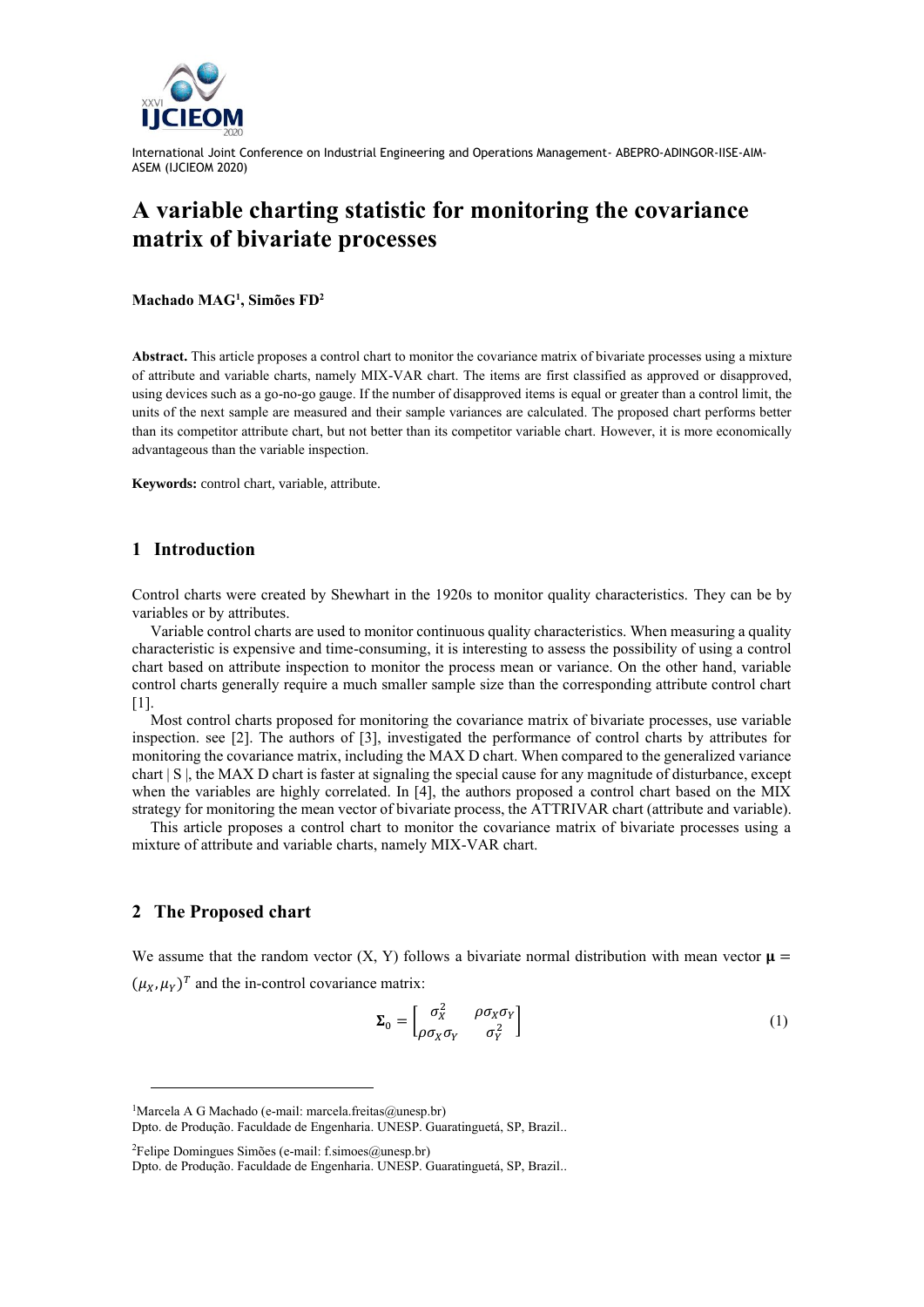# A variable charting statistic for monitoring the covariance matrix of bivariate processes

**Machado MAG[1], Simões FD[2]**

**Abstract.** This article proposes a control chart to monitor the covariance matrix of bivariate processes using a mixture of attribute and variable charts, namely MIX-VAR chart. The items are first classified as approved or disapproved, using devices such as a go-no-go gauge. If the number of disapproved items is equal or greater than a control limit, the units of the next sample are measured and their sample variances are calculated. The proposed chart performs better than its competitor attribute chart, but not better than its competitor variable chart. However, it is more economically advantageous than the variable inspection.

**Keywords:** control chart, variable, attribute.

## 1 Introduction

Control charts were created by Shewhart in the 1920s to monitor quality characteristics. They can be by variables or by attributes.

Variable control charts are used to monitor continuous quality characteristics. When measuring a quality characteristic is expensive and time-consuming, it is interesting to assess the possibility of using a control chart based on attribute inspection to monitor the process mean or variance. On the other hand, variable control charts generally require a much smaller sample size than the corresponding attribute control chart [1].

Most control charts proposed for monitoring the covariance matrix of bivariate processes, use variable inspection. see [2]. The authors of [3], investigated the performance of control charts by attributes for monitoring the covariance matrix, including the MAX D chart. When compared to the generalized variance chart | S |, the MAX D chart is faster at signaling the special cause for any magnitude of disturbance, except when the variables are highly correlated. In [4], the authors proposed a control chart based on the MIX strategy for monitoring the mean vector of bivariate process, the ATTRIVAR chart (attribute and variable).

This article proposes a control chart to monitor the covariance matrix of bivariate processes using a mixture of attribute and variable charts, namely MIX-VAR chart.

## 2 The Proposed chart

We assume that the random vector (X, Y) follows a bivariate normal distribution with mean vector $\boldsymbol{\mu} = (\mu_X, \mu_Y)^T$ and the in-control covariance matrix:

$$\boldsymbol{\Sigma}_0 = \begin{bmatrix} \sigma_X^2 & \rho\sigma_X\sigma_Y \\ \rho\sigma_X\sigma_Y & \sigma_Y^2 \end{bmatrix} \tag{1}$$

[1]Marcela A G Machado (e-mail: marcela.freitas@unesp.br)
Dpto. de Produção. Faculdade de Engenharia. UNESP. Guaratinguetá, SP, Brazil..

[2]Felipe Domingues Simões (e-mail: f.simoes@unesp.br)
Dpto. de Produção. Faculdade de Engenharia. UNESP. Guaratinguetá, SP, Brazil..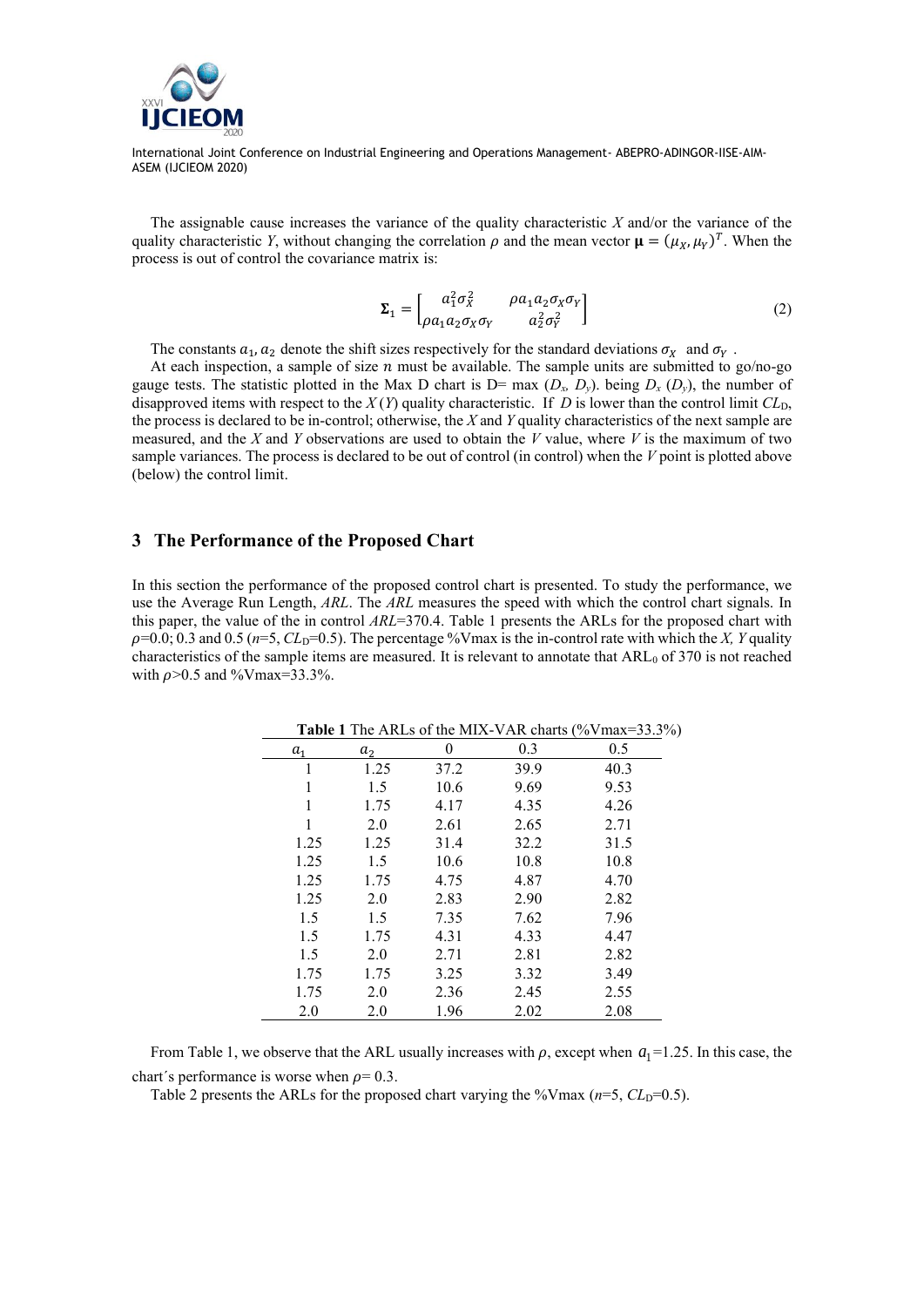The assignable cause increases the variance of the quality characteristic $X$ and/or the variance of the quality characteristic $Y$, without changing the correlation $\rho$ and the mean vector $\mathbf{\mu} = (\mu_X, \mu_Y)^T$. When the process is out of control the covariance matrix is:

$$\mathbf{\Sigma}_1 = \begin{bmatrix} a_1^2\sigma_X^2 & \rho a_1 a_2 \sigma_X \sigma_Y \\ \rho a_1 a_2 \sigma_X \sigma_Y & a_2^2 \sigma_Y^2 \end{bmatrix} \tag{2}$$

The constants $a_1, a_2$ denote the shift sizes respectively for the standard deviations $\sigma_X$ and $\sigma_Y$.

At each inspection, a sample of size $n$ must be available. The sample units are submitted to go/no-go gauge tests. The statistic plotted in the Max D chart is D= max ($D_x$, $D_y$). being $D_x$ ($D_y$), the number of disapproved items with respect to the $X$ ($Y$) quality characteristic. If $D$ is lower than the control limit $CL_D$, the process is declared to be in-control; otherwise, the $X$ and $Y$ quality characteristics of the next sample are measured, and the $X$ and $Y$ observations are used to obtain the $V$ value, where $V$ is the maximum of two sample variances. The process is declared to be out of control (in control) when the $V$ point is plotted above (below) the control limit.

## 3 The Performance of the Proposed Chart

In this section the performance of the proposed control chart is presented. To study the performance, we use the Average Run Length, *ARL*. The *ARL* measures the speed with which the control chart signals. In this paper, the value of the in control *ARL*=370.4. Table 1 presents the ARLs for the proposed chart with $\rho$=0.0; 0.3 and 0.5 ($n$=5, $CL_D$=0.5). The percentage %Vmax is the in-control rate with which the *X, Y* quality characteristics of the sample items are measured. It is relevant to annotate that $ARL_0$ of 370 is not reached with $\rho$>0.5 and %Vmax=33.3%.

**Table 1** The ARLs of the MIX-VAR charts (%Vmax=33.3%)

| $a_1$ | $a_2$ | 0 | 0.3 | 0.5 |
|---|---|---|---|---|
| 1 | 1.25 | 37.2 | 39.9 | 40.3 |
| 1 | 1.5 | 10.6 | 9.69 | 9.53 |
| 1 | 1.75 | 4.17 | 4.35 | 4.26 |
| 1 | 2.0 | 2.61 | 2.65 | 2.71 |
| 1.25 | 1.25 | 31.4 | 32.2 | 31.5 |
| 1.25 | 1.5 | 10.6 | 10.8 | 10.8 |
| 1.25 | 1.75 | 4.75 | 4.87 | 4.70 |
| 1.25 | 2.0 | 2.83 | 2.90 | 2.82 |
| 1.5 | 1.5 | 7.35 | 7.62 | 7.96 |
| 1.5 | 1.75 | 4.31 | 4.33 | 4.47 |
| 1.5 | 2.0 | 2.71 | 2.81 | 2.82 |
| 1.75 | 1.75 | 3.25 | 3.32 | 3.49 |
| 1.75 | 2.0 | 2.36 | 2.45 | 2.55 |
| 2.0 | 2.0 | 1.96 | 2.02 | 2.08 |

From Table 1, we observe that the ARL usually increases with $\rho$, except when $a_1$=1.25. In this case, the chart´s performance is worse when $\rho$= 0.3.

Table 2 presents the ARLs for the proposed chart varying the %Vmax ($n$=5, $CL_D$=0.5).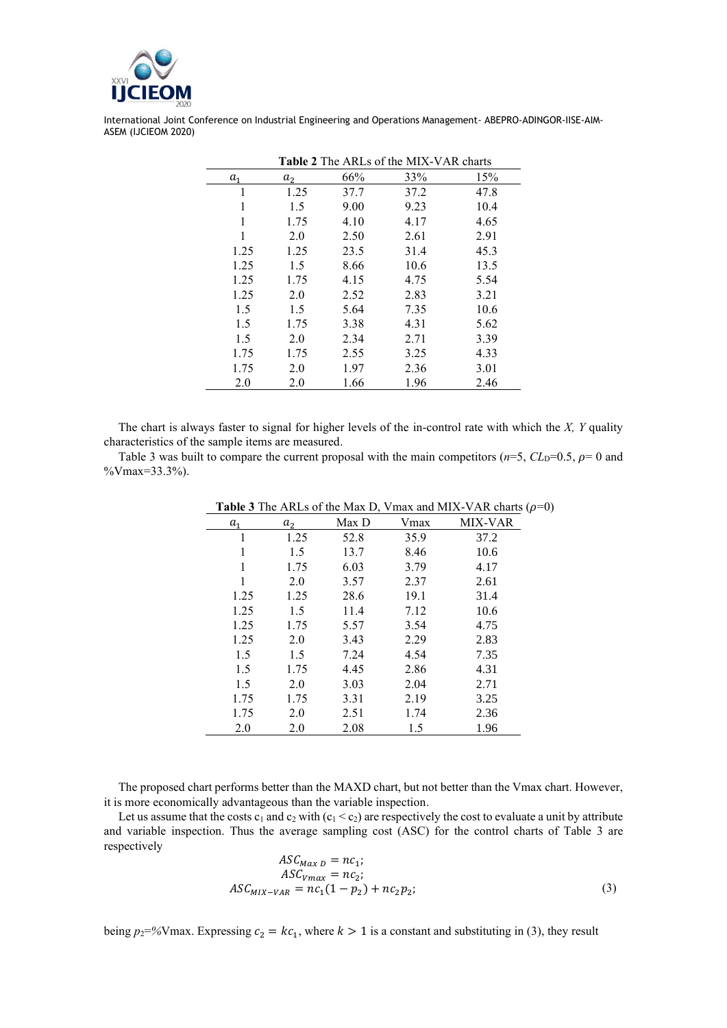**Table 2** The ARLs of the MIX-VAR charts

| $a_1$ | $a_2$ | 66% | 33% | 15% |
|---|---|---|---|---|
| 1 | 1.25 | 37.7 | 37.2 | 47.8 |
| 1 | 1.5 | 9.00 | 9.23 | 10.4 |
| 1 | 1.75 | 4.10 | 4.17 | 4.65 |
| 1 | 2.0 | 2.50 | 2.61 | 2.91 |
| 1.25 | 1.25 | 23.5 | 31.4 | 45.3 |
| 1.25 | 1.5 | 8.66 | 10.6 | 13.5 |
| 1.25 | 1.75 | 4.15 | 4.75 | 5.54 |
| 1.25 | 2.0 | 2.52 | 2.83 | 3.21 |
| 1.5 | 1.5 | 5.64 | 7.35 | 10.6 |
| 1.5 | 1.75 | 3.38 | 4.31 | 5.62 |
| 1.5 | 2.0 | 2.34 | 2.71 | 3.39 |
| 1.75 | 1.75 | 2.55 | 3.25 | 4.33 |
| 1.75 | 2.0 | 1.97 | 2.36 | 3.01 |
| 2.0 | 2.0 | 1.66 | 1.96 | 2.46 |

The chart is always faster to signal for higher levels of the in-control rate with which the *X, Y* quality characteristics of the sample items are measured.

Table 3 was built to compare the current proposal with the main competitors ($n$=5, $CL_D$=0.5, $\rho$= 0 and %Vmax=33.3%).

**Table 3** The ARLs of the Max D, Vmax and MIX-VAR charts ($\rho$=0)

| $a_1$ | $a_2$ | Max D | Vmax | MIX-VAR |
|---|---|---|---|---|
| 1 | 1.25 | 52.8 | 35.9 | 37.2 |
| 1 | 1.5 | 13.7 | 8.46 | 10.6 |
| 1 | 1.75 | 6.03 | 3.79 | 4.17 |
| 1 | 2.0 | 3.57 | 2.37 | 2.61 |
| 1.25 | 1.25 | 28.6 | 19.1 | 31.4 |
| 1.25 | 1.5 | 11.4 | 7.12 | 10.6 |
| 1.25 | 1.75 | 5.57 | 3.54 | 4.75 |
| 1.25 | 2.0 | 3.43 | 2.29 | 2.83 |
| 1.5 | 1.5 | 7.24 | 4.54 | 7.35 |
| 1.5 | 1.75 | 4.45 | 2.86 | 4.31 |
| 1.5 | 2.0 | 3.03 | 2.04 | 2.71 |
| 1.75 | 1.75 | 3.31 | 2.19 | 3.25 |
| 1.75 | 2.0 | 2.51 | 1.74 | 2.36 |
| 2.0 | 2.0 | 2.08 | 1.5 | 1.96 |

The proposed chart performs better than the MAXD chart, but not better than the Vmax chart. However, it is more economically advantageous than the variable inspection.

Let us assume that the costs $c_1$ and $c_2$ with ($c_1 < c_2$) are respectively the cost to evaluate a unit by attribute and variable inspection. Thus the average sampling cost (ASC) for the control charts of Table 3 are respectively

$$
\begin{aligned}
ASC_{Max\ D} &= nc_1; \\
ASC_{Vmax} &= nc_2; \\
ASC_{MIX-VAR} &= nc_1(1-p_2) + nc_2p_2;
\end{aligned}
\tag{3}
$$

being $p_2$=%Vmax. Expressing $c_2 = kc_1$, where $k > 1$ is a constant and substituting in (3), they result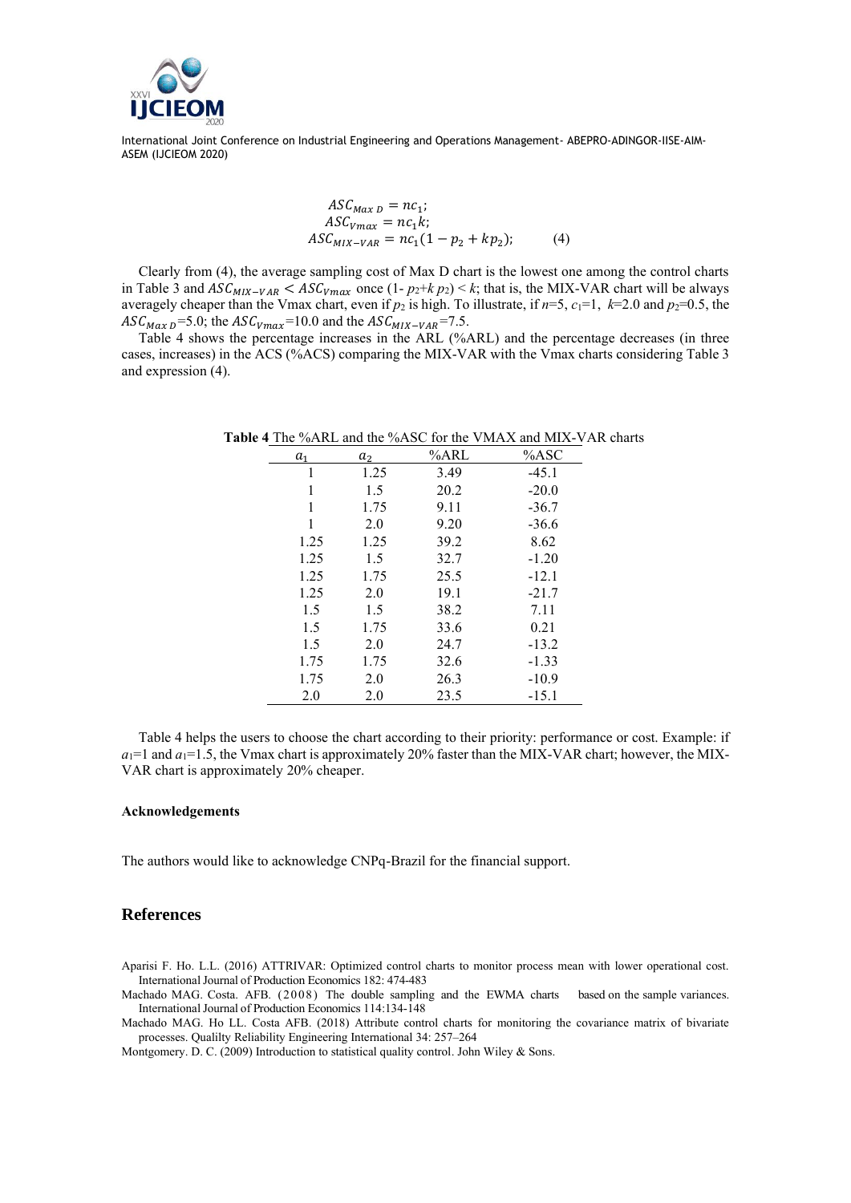$$ASC_{Max\ D} = nc_1;$$
$$ASC_{Vmax} = nc_1k;$$
$$ASC_{MIX-VAR} = nc_1(1 - p_2 + kp_2); \qquad (4)$$

Clearly from (4), the average sampling cost of Max D chart is the lowest one among the control charts in Table 3 and $ASC_{MIX-VAR} < ASC_{Vmax}$ once $(1- p_2+k\, p_2) < k$; that is, the MIX-VAR chart will be always averagely cheaper than the Vmax chart, even if $p_2$ is high. To illustrate, if $n$=5, $c_1$=1, $k$=2.0 and $p_2$=0.5, the $ASC_{Max\ D}$=5.0; the $ASC_{Vmax}$=10.0 and the $ASC_{MIX-VAR}$=7.5.

Table 4 shows the percentage increases in the ARL (%ARL) and the percentage decreases (in three cases, increases) in the ACS (%ACS) comparing the MIX-VAR with the Vmax charts considering Table 3 and expression (4).

**Table 4** The %ARL and the %ASC for the VMAX and MIX-VAR charts

| $a_1$ | $a_2$ | %ARL | %ASC |
|---|---|---|---|
| 1 | 1.25 | 3.49 | -45.1 |
| 1 | 1.5 | 20.2 | -20.0 |
| 1 | 1.75 | 9.11 | -36.7 |
| 1 | 2.0 | 9.20 | -36.6 |
| 1.25 | 1.25 | 39.2 | 8.62 |
| 1.25 | 1.5 | 32.7 | -1.20 |
| 1.25 | 1.75 | 25.5 | -12.1 |
| 1.25 | 2.0 | 19.1 | -21.7 |
| 1.5 | 1.5 | 38.2 | 7.11 |
| 1.5 | 1.75 | 33.6 | 0.21 |
| 1.5 | 2.0 | 24.7 | -13.2 |
| 1.75 | 1.75 | 32.6 | -1.33 |
| 1.75 | 2.0 | 26.3 | -10.9 |
| 2.0 | 2.0 | 23.5 | -15.1 |

Table 4 helps the users to choose the chart according to their priority: performance or cost. Example: if $a_1$=1 and $a_1$=1.5, the Vmax chart is approximately 20% faster than the MIX-VAR chart; however, the MIX-VAR chart is approximately 20% cheaper.

**Acknowledgements**

The authors would like to acknowledge CNPq-Brazil for the financial support.

## References

Aparisi F. Ho. L.L. (2016) ATTRIVAR: Optimized control charts to monitor process mean with lower operational cost. International Journal of Production Economics 182: 474-483

Machado MAG. Costa. AFB. (2008) The double sampling and the EWMA charts based on the sample variances. International Journal of Production Economics 114:134-148

Machado MAG. Ho LL. Costa AFB. (2018) Attribute control charts for monitoring the covariance matrix of bivariate processes. Qualilty Reliability Engineering International 34: 257–264

Montgomery. D. C. (2009) Introduction to statistical quality control. John Wiley & Sons.